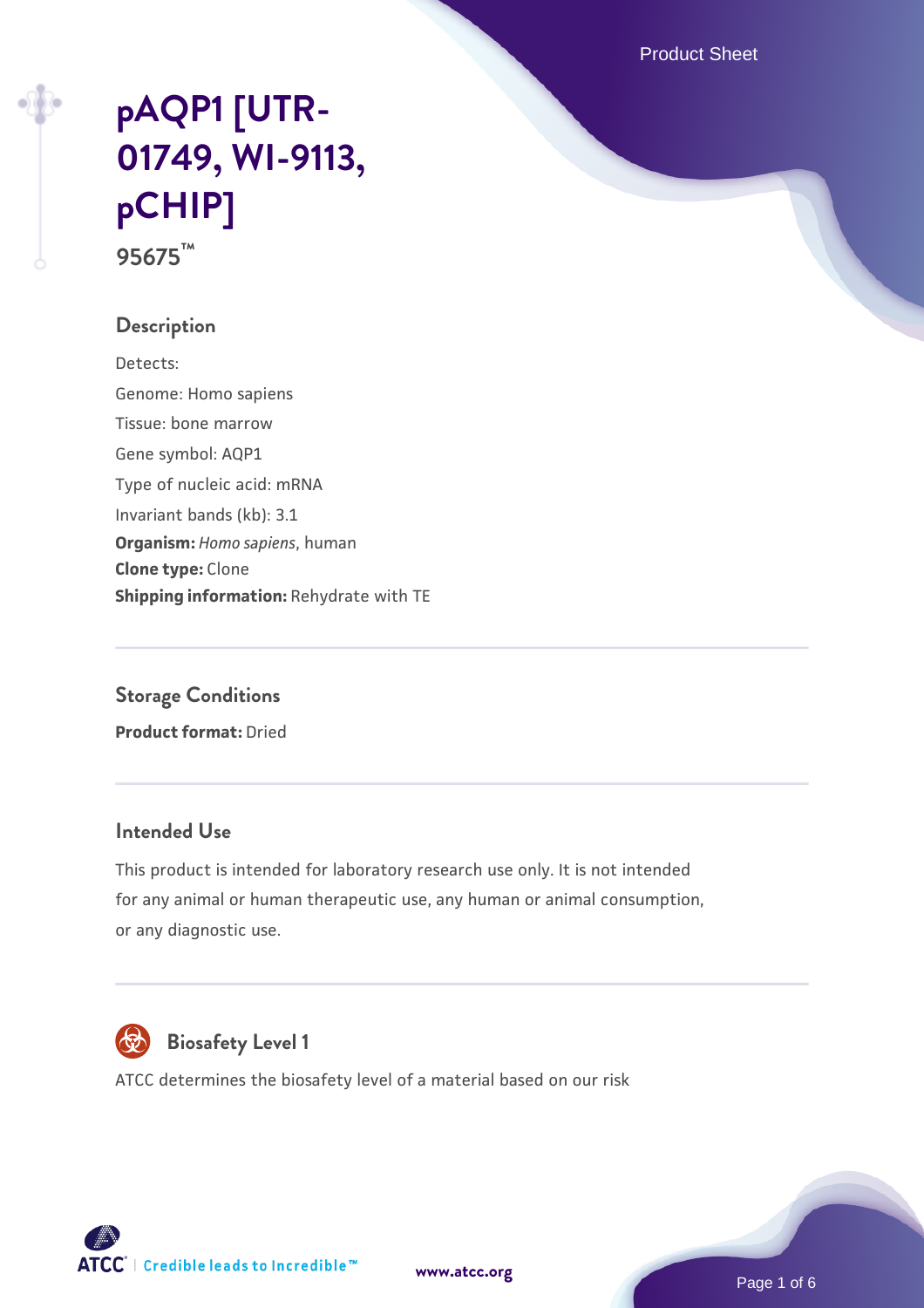# pAQP1 [UTR-01749, WI-9113, pCHIP]

**95675™**

## Description

Detects:

Genome: Homo sapiens

Tissue: bone marrow

Gene symbol: AQP1

Type of nucleic acid: mRNA

Invariant bands (kb): 3.1

**Organism:** *Homo sapiens*, human

**Clone type:** Clone

**Shipping information:** Rehydrate with TE

## Storage Conditions

**Product format:** Dried

## Intended Use

This product is intended for laboratory research use only. It is not intended for any animal or human therapeutic use, any human or animal consumption, or any diagnostic use.

## Biosafety Level 1

ATCC determines the biosafety level of a material based on our risk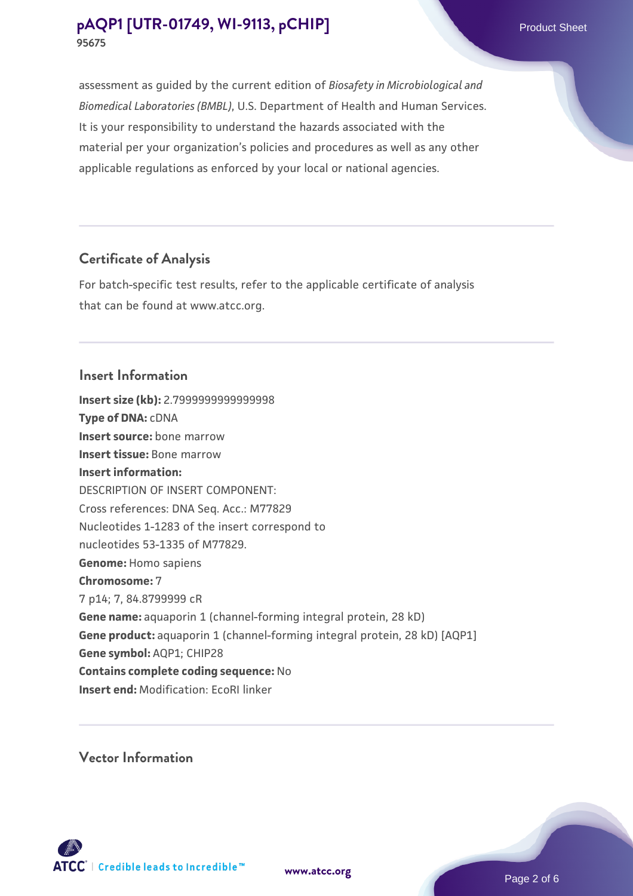assessment as guided by the current edition of *Biosafety in Microbiological and Biomedical Laboratories (BMBL)*, U.S. Department of Health and Human Services. It is your responsibility to understand the hazards associated with the material per your organization's policies and procedures as well as any other applicable regulations as enforced by your local or national agencies.

## Certificate of Analysis

For batch-specific test results, refer to the applicable certificate of analysis that can be found at www.atcc.org.

## Insert Information

**Insert size (kb):** 2.7999999999999998
**Type of DNA:** cDNA
**Insert source:** bone marrow
**Insert tissue:** Bone marrow
**Insert information:**
DESCRIPTION OF INSERT COMPONENT:
Cross references: DNA Seq. Acc.: M77829
Nucleotides 1-1283 of the insert correspond to
nucleotides 53-1335 of M77829.
**Genome:** Homo sapiens
**Chromosome:** 7
7 p14; 7, 84.8799999 cR
**Gene name:** aquaporin 1 (channel-forming integral protein, 28 kD)
**Gene product:** aquaporin 1 (channel-forming integral protein, 28 kD) [AQP1]
**Gene symbol:** AQP1; CHIP28
**Contains complete coding sequence:** No
**Insert end:** Modification: EcoRI linker

## Vector Information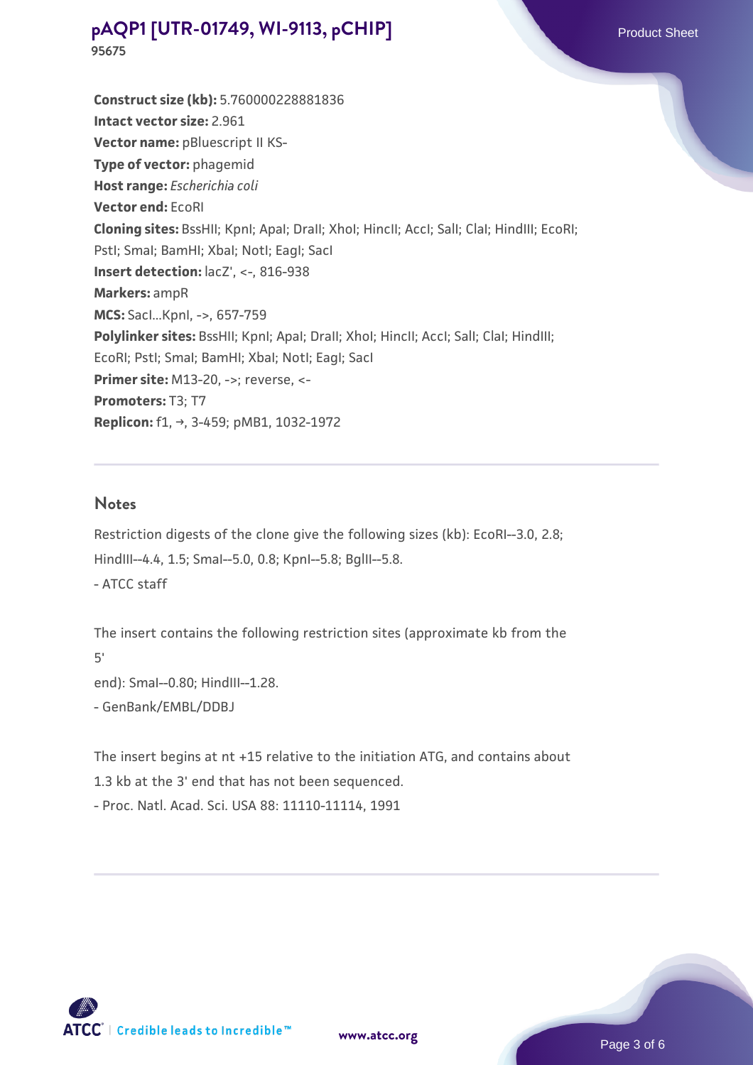**Construct size (kb):** 5.760000228881836

**Intact vector size:** 2.961

**Vector name:** pBluescript II KS-

**Type of vector:** phagemid

**Host range:** *Escherichia coli*

**Vector end:** EcoRI

**Cloning sites:** BssHII; KpnI; ApaI; DraII; XhoI; HincII; AccI; SalI; ClaI; HindIII; EcoRI; PstI; SmaI; BamHI; XbaI; NotI; EagI; SacI

**Insert detection:** lacZ', <-, 816-938

**Markers:** ampR

**MCS:** SacI...KpnI, ->, 657-759

**Polylinker sites:** BssHII; KpnI; ApaI; DraII; XhoI; HincII; AccI; SalI; ClaI; HindIII; EcoRI; PstI; SmaI; BamHI; XbaI; NotI; EagI; SacI

**Primer site:** M13-20, ->; reverse, <-

**Promoters:** T3; T7

**Replicon:** f1, →, 3-459; pMB1, 1032-1972

## Notes

Restriction digests of the clone give the following sizes (kb): EcoRI--3.0, 2.8; HindIII--4.4, 1.5; SmaI--5.0, 0.8; KpnI--5.8; BglII--5.8.
- ATCC staff

The insert contains the following restriction sites (approximate kb from the 5'
end): SmaI--0.80; HindIII--1.28.
- GenBank/EMBL/DDBJ

The insert begins at nt +15 relative to the initiation ATG, and contains about 1.3 kb at the 3' end that has not been sequenced.
- Proc. Natl. Acad. Sci. USA 88: 11110-11114, 1991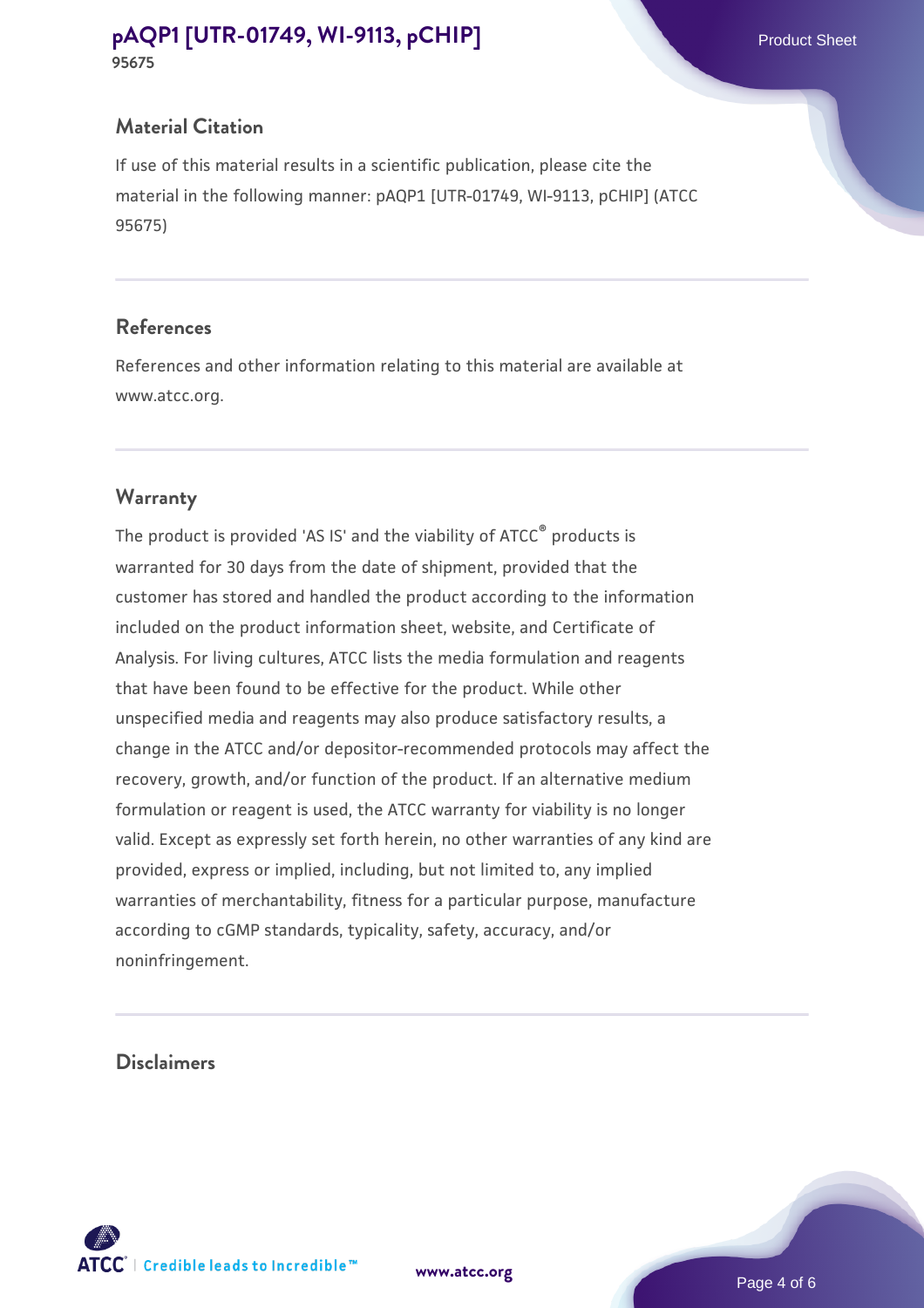## Material Citation

If use of this material results in a scientific publication, please cite the material in the following manner: pAQP1 [UTR-01749, WI-9113, pCHIP] (ATCC 95675)

## References

References and other information relating to this material are available at www.atcc.org.

## Warranty

The product is provided 'AS IS' and the viability of ATCC® products is warranted for 30 days from the date of shipment, provided that the customer has stored and handled the product according to the information included on the product information sheet, website, and Certificate of Analysis. For living cultures, ATCC lists the media formulation and reagents that have been found to be effective for the product. While other unspecified media and reagents may also produce satisfactory results, a change in the ATCC and/or depositor-recommended protocols may affect the recovery, growth, and/or function of the product. If an alternative medium formulation or reagent is used, the ATCC warranty for viability is no longer valid. Except as expressly set forth herein, no other warranties of any kind are provided, express or implied, including, but not limited to, any implied warranties of merchantability, fitness for a particular purpose, manufacture according to cGMP standards, typicality, safety, accuracy, and/or noninfringement.

## Disclaimers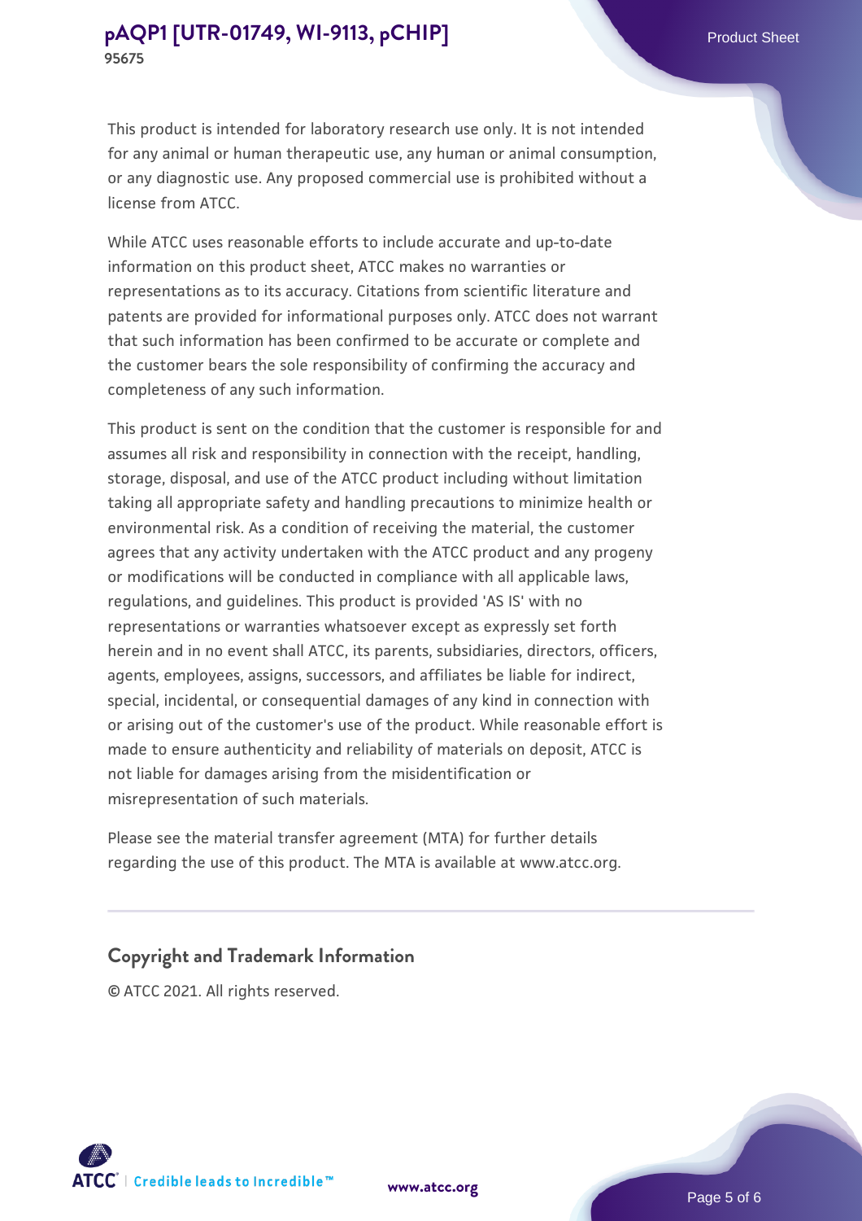This product is intended for laboratory research use only. It is not intended for any animal or human therapeutic use, any human or animal consumption, or any diagnostic use. Any proposed commercial use is prohibited without a license from ATCC.

While ATCC uses reasonable efforts to include accurate and up-to-date information on this product sheet, ATCC makes no warranties or representations as to its accuracy. Citations from scientific literature and patents are provided for informational purposes only. ATCC does not warrant that such information has been confirmed to be accurate or complete and the customer bears the sole responsibility of confirming the accuracy and completeness of any such information.

This product is sent on the condition that the customer is responsible for and assumes all risk and responsibility in connection with the receipt, handling, storage, disposal, and use of the ATCC product including without limitation taking all appropriate safety and handling precautions to minimize health or environmental risk. As a condition of receiving the material, the customer agrees that any activity undertaken with the ATCC product and any progeny or modifications will be conducted in compliance with all applicable laws, regulations, and guidelines. This product is provided 'AS IS' with no representations or warranties whatsoever except as expressly set forth herein and in no event shall ATCC, its parents, subsidiaries, directors, officers, agents, employees, assigns, successors, and affiliates be liable for indirect, special, incidental, or consequential damages of any kind in connection with or arising out of the customer's use of the product. While reasonable effort is made to ensure authenticity and reliability of materials on deposit, ATCC is not liable for damages arising from the misidentification or misrepresentation of such materials.

Please see the material transfer agreement (MTA) for further details regarding the use of this product. The MTA is available at www.atcc.org.

## Copyright and Trademark Information

© ATCC 2021. All rights reserved.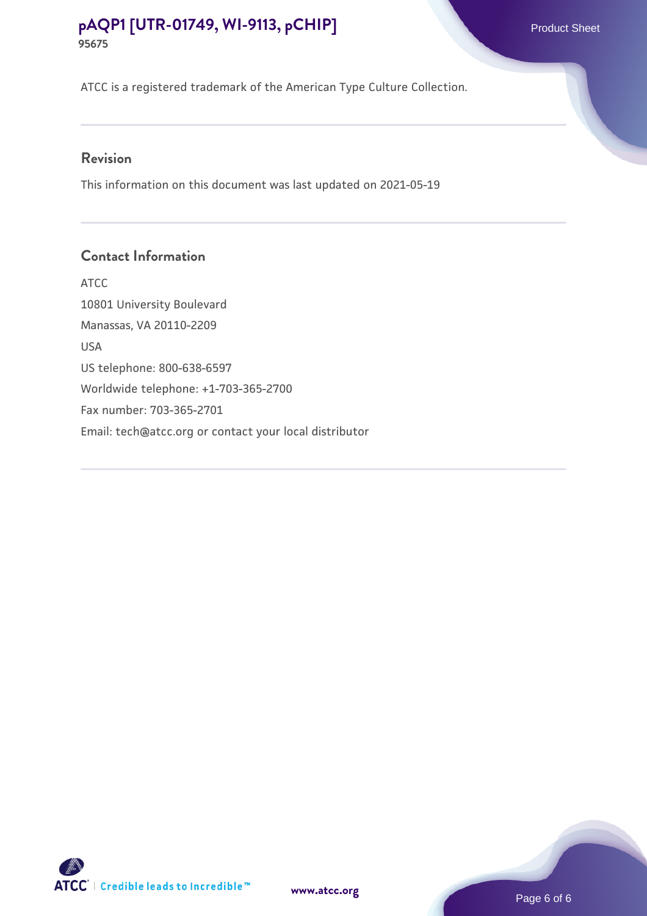ATCC is a registered trademark of the American Type Culture Collection.

## Revision

This information on this document was last updated on 2021-05-19

## Contact Information

ATCC

10801 University Boulevard

Manassas, VA 20110-2209

USA

US telephone: 800-638-6597

Worldwide telephone: +1-703-365-2700

Fax number: 703-365-2701

Email: tech@atcc.org or contact your local distributor